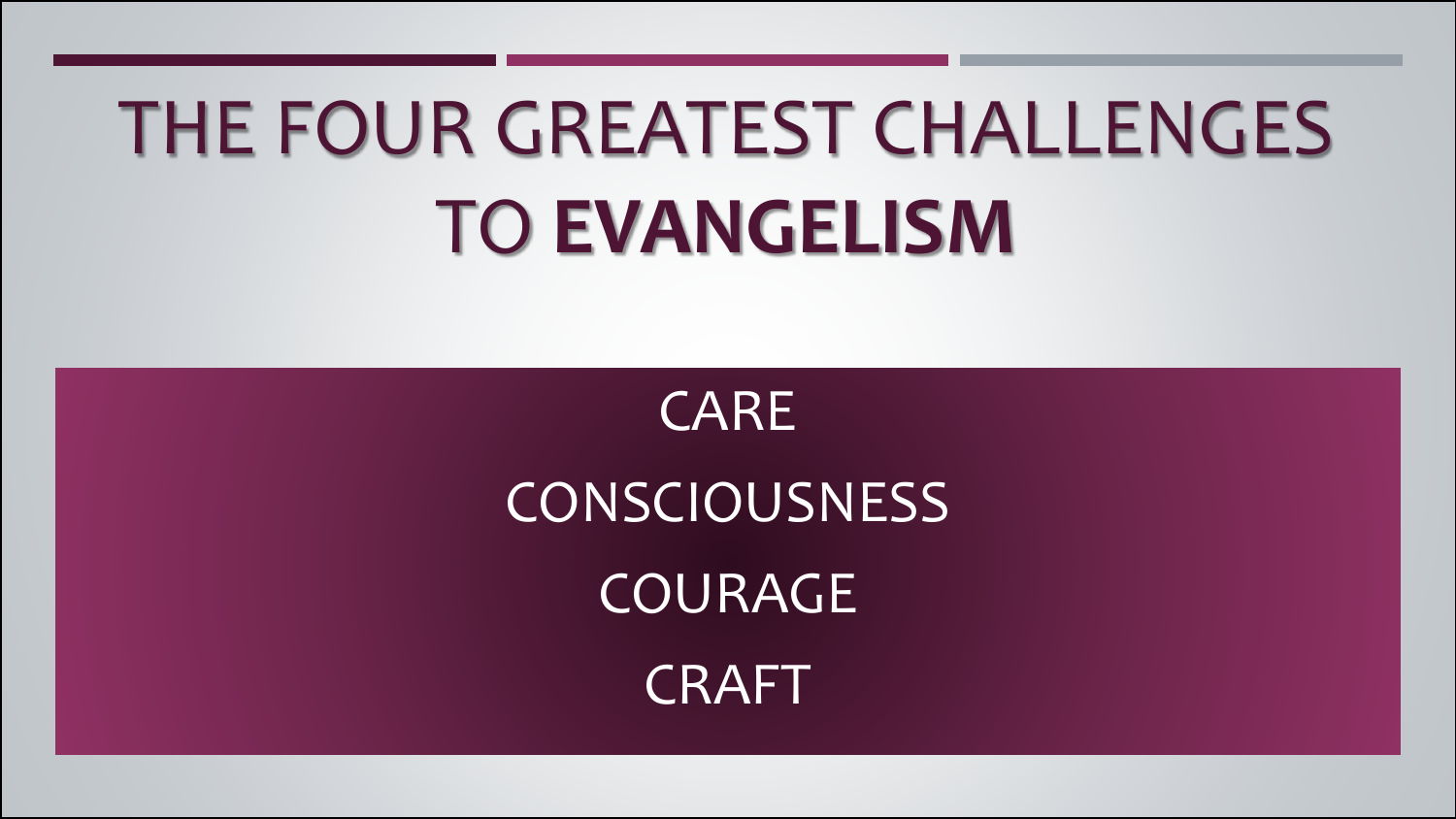# THE FOUR GREATEST CHALLENGES TO **EVANGELISM**

CARE

CONSCIOUSNESS

COURAGE

CRAFT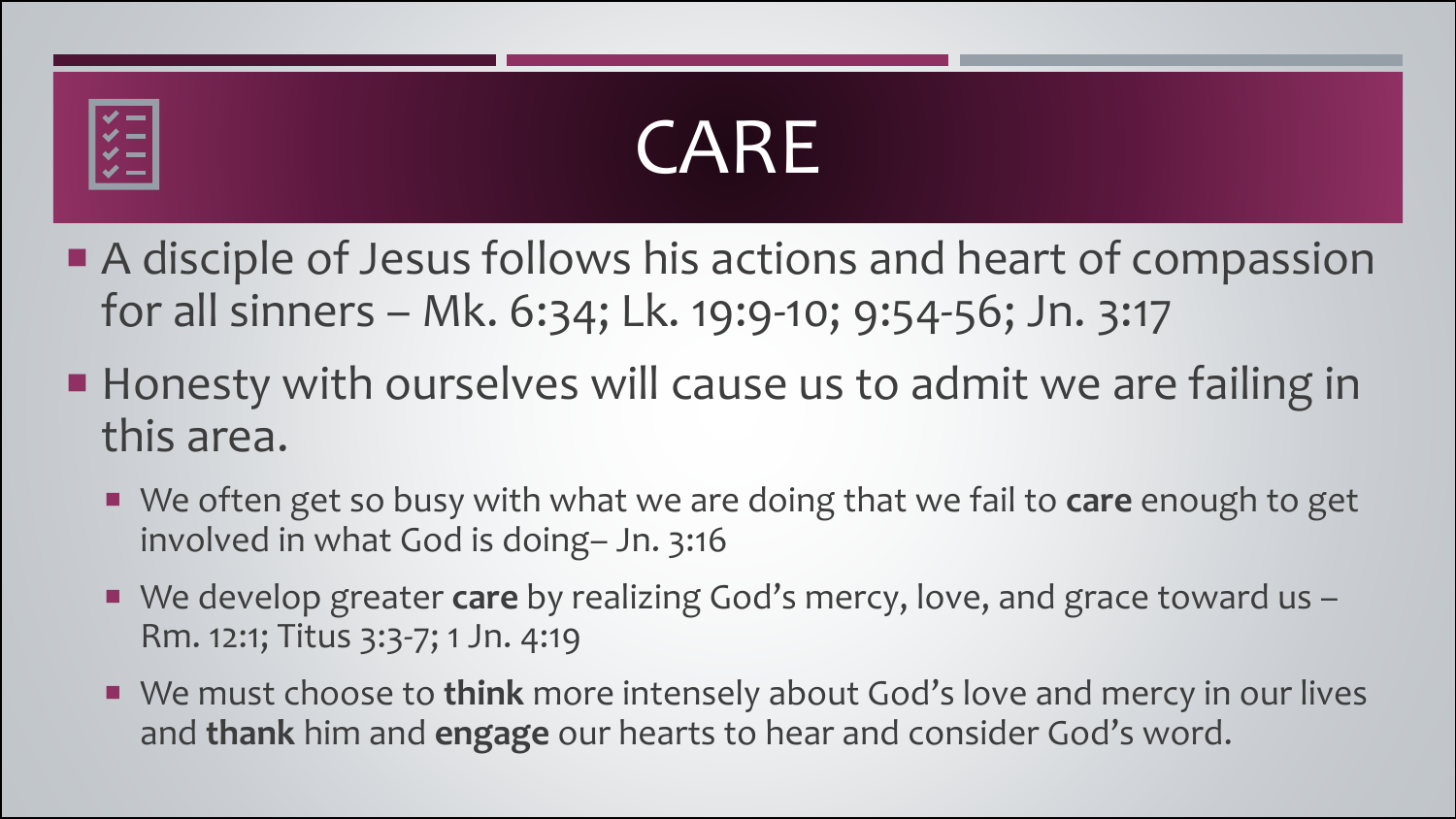# CARE

- A disciple of Jesus follows his actions and heart of compassion for all sinners – Mk. 6:34; Lk. 19:9-10; 9:54-56; Jn. 3:17
- Honesty with ourselves will cause us to admit we are failing in this area.
  - We often get so busy with what we are doing that we fail to **care** enough to get involved in what God is doing– Jn. 3:16
  - We develop greater **care** by realizing God's mercy, love, and grace toward us – Rm. 12:1; Titus 3:3-7; 1 Jn. 4:19
  - We must choose to **think** more intensely about God's love and mercy in our lives and **thank** him and **engage** our hearts to hear and consider God's word.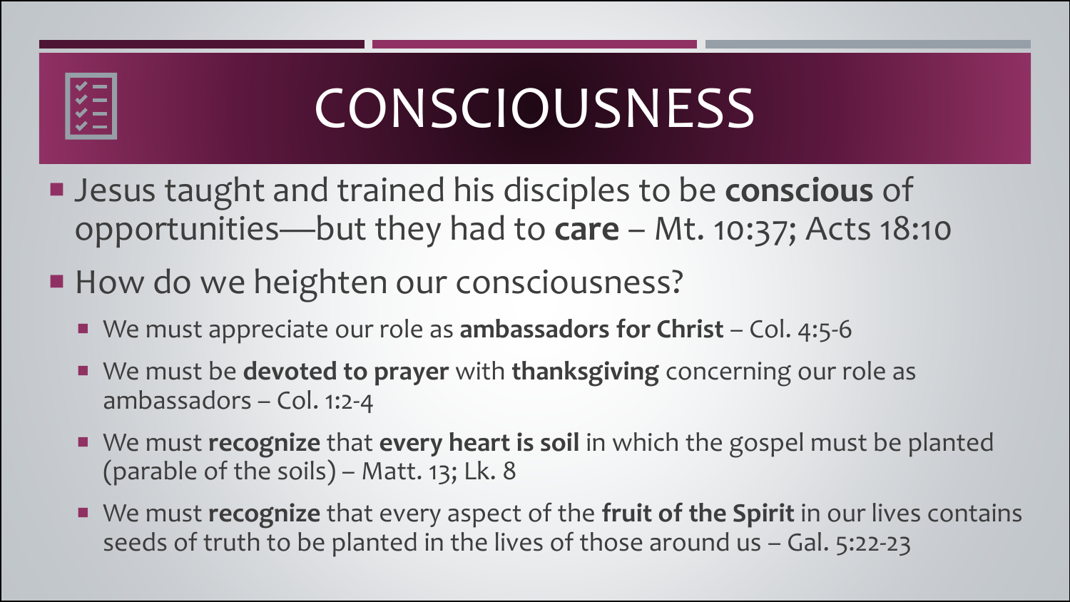# CONSCIOUSNESS

- Jesus taught and trained his disciples to be **conscious** of opportunities—but they had to **care** – Mt. 10:37; Acts 18:10
- How do we heighten our consciousness?
  - We must appreciate our role as **ambassadors for Christ** – Col. 4:5-6
  - We must be **devoted to prayer** with **thanksgiving** concerning our role as ambassadors – Col. 1:2-4
  - We must **recognize** that **every heart is soil** in which the gospel must be planted (parable of the soils) – Matt. 13; Lk. 8
  - We must **recognize** that every aspect of the **fruit of the Spirit** in our lives contains seeds of truth to be planted in the lives of those around us – Gal. 5:22-23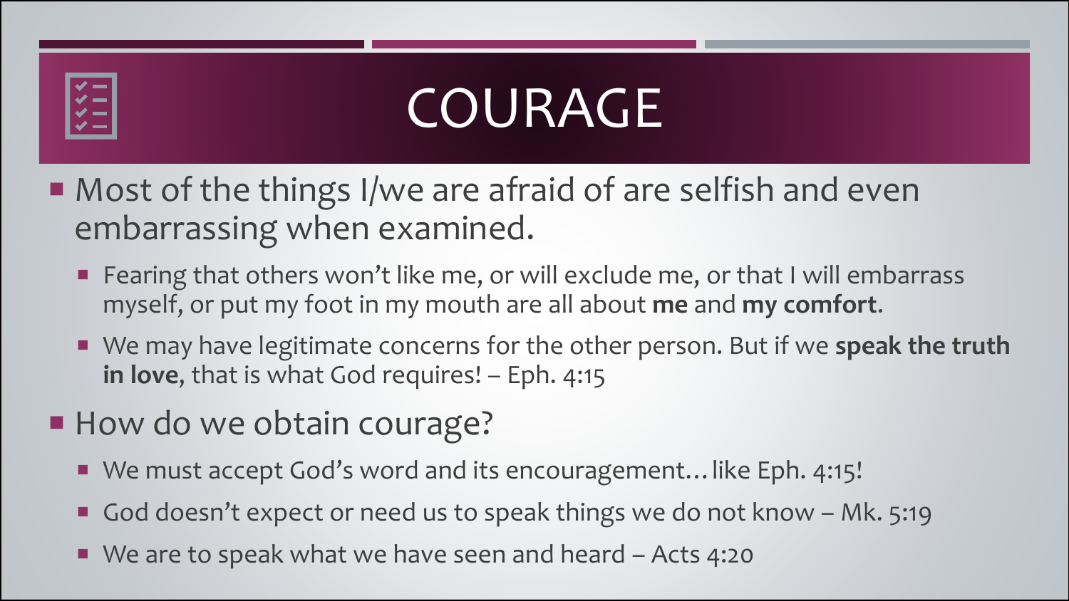# COURAGE

- Most of the things I/we are afraid of are selfish and even embarrassing when examined.
  - Fearing that others won't like me, or will exclude me, or that I will embarrass myself, or put my foot in my mouth are all about **me** and **my comfort**.
  - We may have legitimate concerns for the other person. But if we **speak the truth in love**, that is what God requires! – Eph. 4:15
- How do we obtain courage?
  - We must accept God's word and its encouragement… like Eph. 4:15!
  - God doesn't expect or need us to speak things we do not know – Mk. 5:19
  - We are to speak what we have seen and heard – Acts 4:20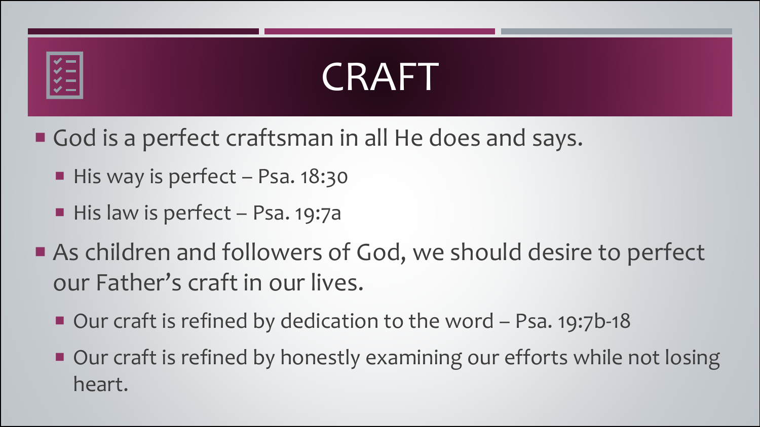# CRAFT

- God is a perfect craftsman in all He does and says.
  - His way is perfect – Psa. 18:30
  - His law is perfect – Psa. 19:7a
- As children and followers of God, we should desire to perfect our Father's craft in our lives.
  - Our craft is refined by dedication to the word – Psa. 19:7b-18
  - Our craft is refined by honestly examining our efforts while not losing heart.